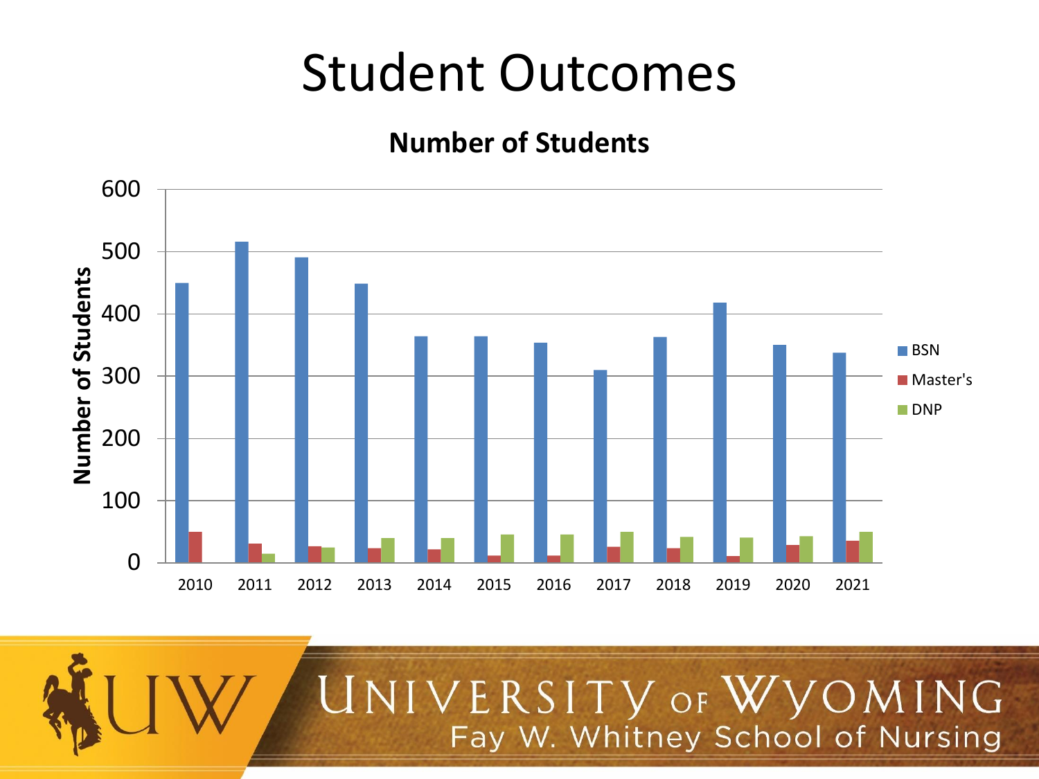# Student Outcomes

**Number of Students**

| Year | BSN | Master's | DNP |
|---|---|---|---|
| 2010 | 449 | 49 | 0 |
| 2011 | 515 | 30 | 14 |
| 2012 | 490 | 26 | 24 |
| 2013 | 447 | 23 | 39 |
| 2014 | 363 | 21 | 39 |
| 2015 | 363 | 11 | 45 |
| 2016 | 353 | 11 | 45 |
| 2017 | 309 | 25 | 49 |
| 2018 | 362 | 23 | 41 |
| 2019 | 417 | 10 | 40 |
| 2020 | 349 | 28 | 42 |
| 2021 | 337 | 35 | 49 |

UNIVERSITY OF WYOMING
Fay W. Whitney School of Nursing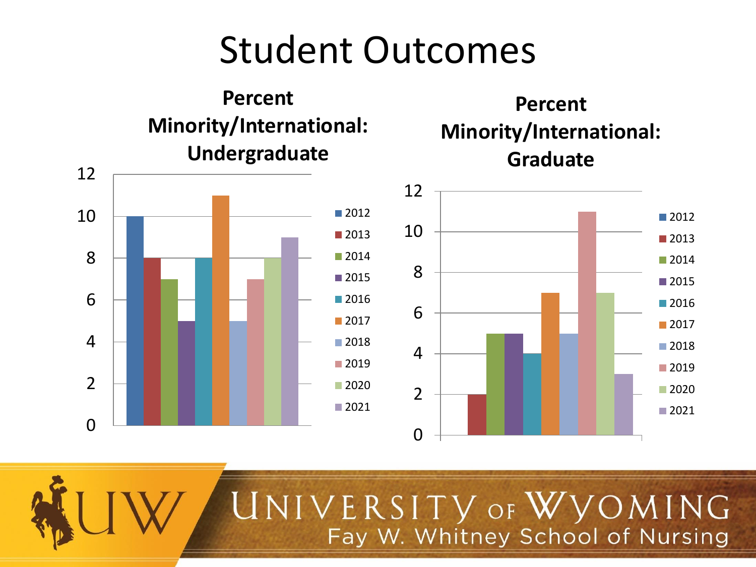# Student Outcomes

**Percent Minority/International: Undergraduate**

| Year | Percent |
|---|---|
| 2012 | 10 |
| 2013 | 8 |
| 2014 | 7 |
| 2015 | 5 |
| 2016 | 8 |
| 2017 | 11 |
| 2018 | 5 |
| 2019 | 7 |
| 2020 | 8 |
| 2021 | 9 |

**Percent Minority/International: Graduate**

| Year | Percent |
|---|---|
| 2012 | 0 |
| 2013 | 2 |
| 2014 | 5 |
| 2015 | 5 |
| 2016 | 4 |
| 2017 | 7 |
| 2018 | 5 |
| 2019 | 11 |
| 2020 | 7 |
| 2021 | 3 |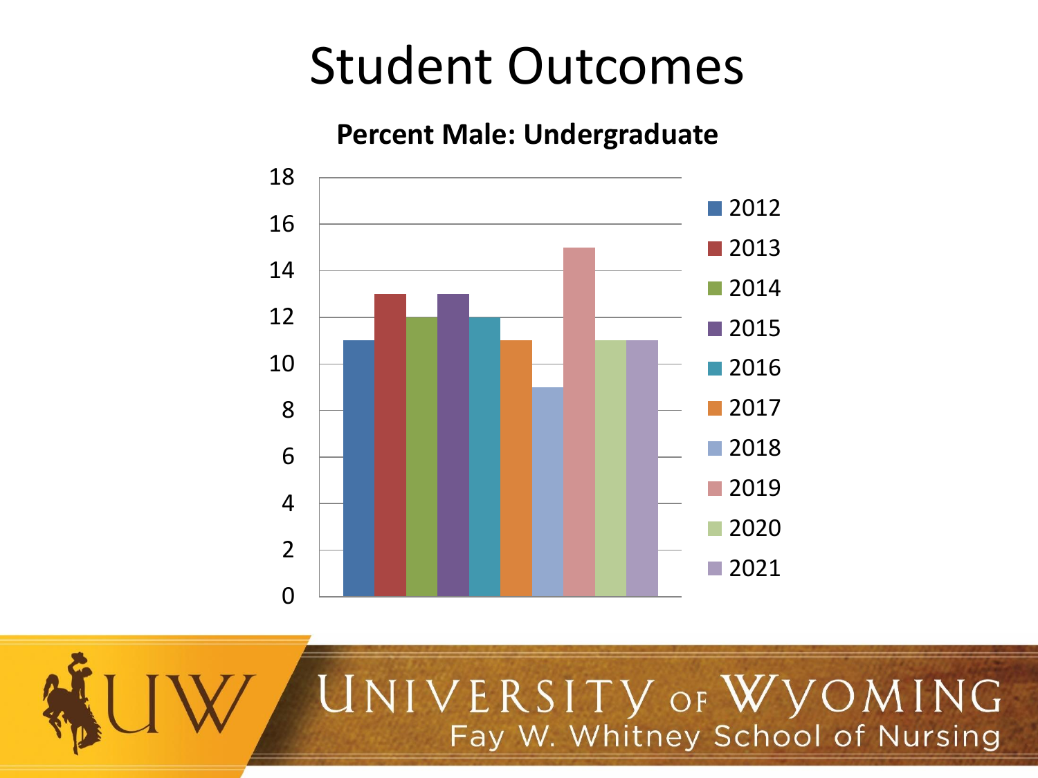# Student Outcomes

**Percent Male: Undergraduate**

| Year | Percent Male |
|---|---|
| 2012 | 11 |
| 2013 | 13 |
| 2014 | 12 |
| 2015 | 13 |
| 2016 | 12 |
| 2017 | 11 |
| 2018 | 9 |
| 2019 | 15 |
| 2020 | 11 |
| 2021 | 11 |

University of Wyoming
Fay W. Whitney School of Nursing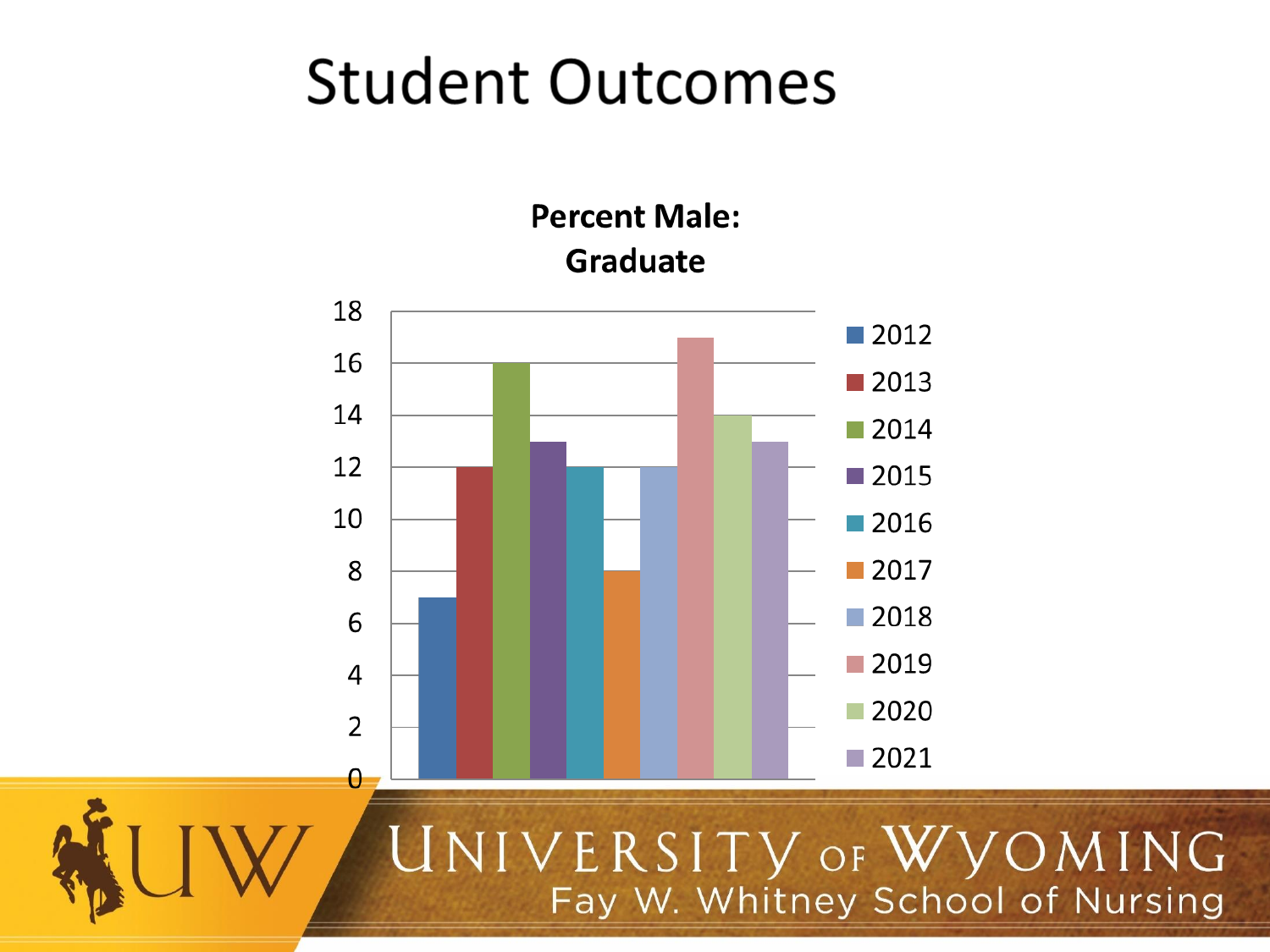# Student Outcomes

**Percent Male: Graduate**

| Year | Percent Male |
|---|---|
| 2012 | 7 |
| 2013 | 12 |
| 2014 | 16 |
| 2015 | 13 |
| 2016 | 12 |
| 2017 | 8 |
| 2018 | 12 |
| 2019 | 17 |
| 2020 | 14 |
| 2021 | 13 |

UW

UNIVERSITY OF WYOMING
Fay W. Whitney School of Nursing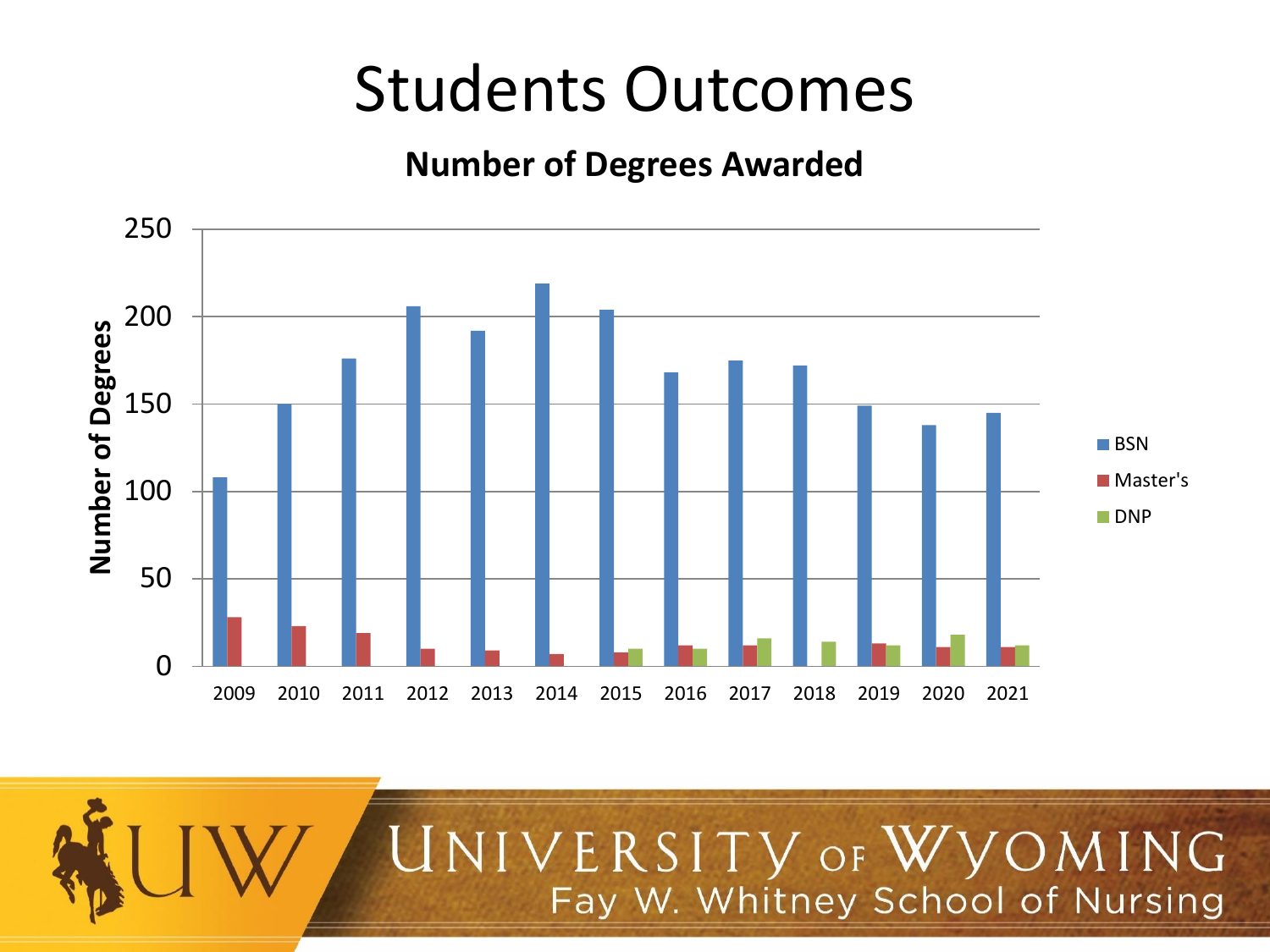# Students Outcomes

**Number of Degrees Awarded**

| Year | BSN | Master's | DNP |
|---|---|---|---|
| 2009 | 108 | 28 | |
| 2010 | 150 | 23 | |
| 2011 | 176 | 19 | |
| 2012 | 206 | 10 | |
| 2013 | 192 | 9 | |
| 2014 | 219 | 7 | |
| 2015 | 204 | 8 | 10 |
| 2016 | 168 | 12 | 10 |
| 2017 | 175 | 12 | 16 |
| 2018 | 172 | | 14 |
| 2019 | 149 | 13 | 12 |
| 2020 | 138 | 11 | 18 |
| 2021 | 145 | 11 | 12 |

University of Wyoming
Fay W. Whitney School of Nursing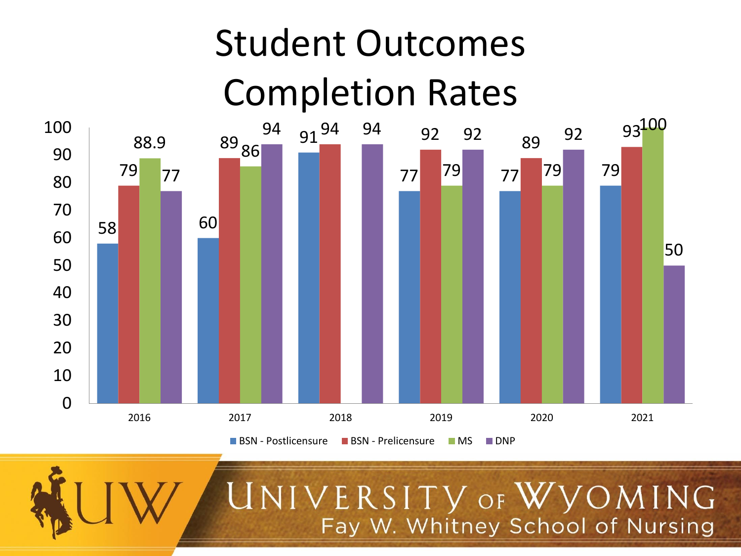# Student Outcomes Completion Rates

| Year | BSN - Postlicensure | BSN - Prelicensure | MS | DNP |
|---|---|---|---|---|
| 2016 | 58 | 79 | 88.9 | 77 |
| 2017 | 60 | 89 | 86 | 94 |
| 2018 | 91 | 94 | | 94 |
| 2019 | 77 | 92 | 79 | 92 |
| 2020 | 77 | 89 | 79 | 92 |
| 2021 | 79 | 93 | 100 | 50 |

UNIVERSITY OF WYOMING
Fay W. Whitney School of Nursing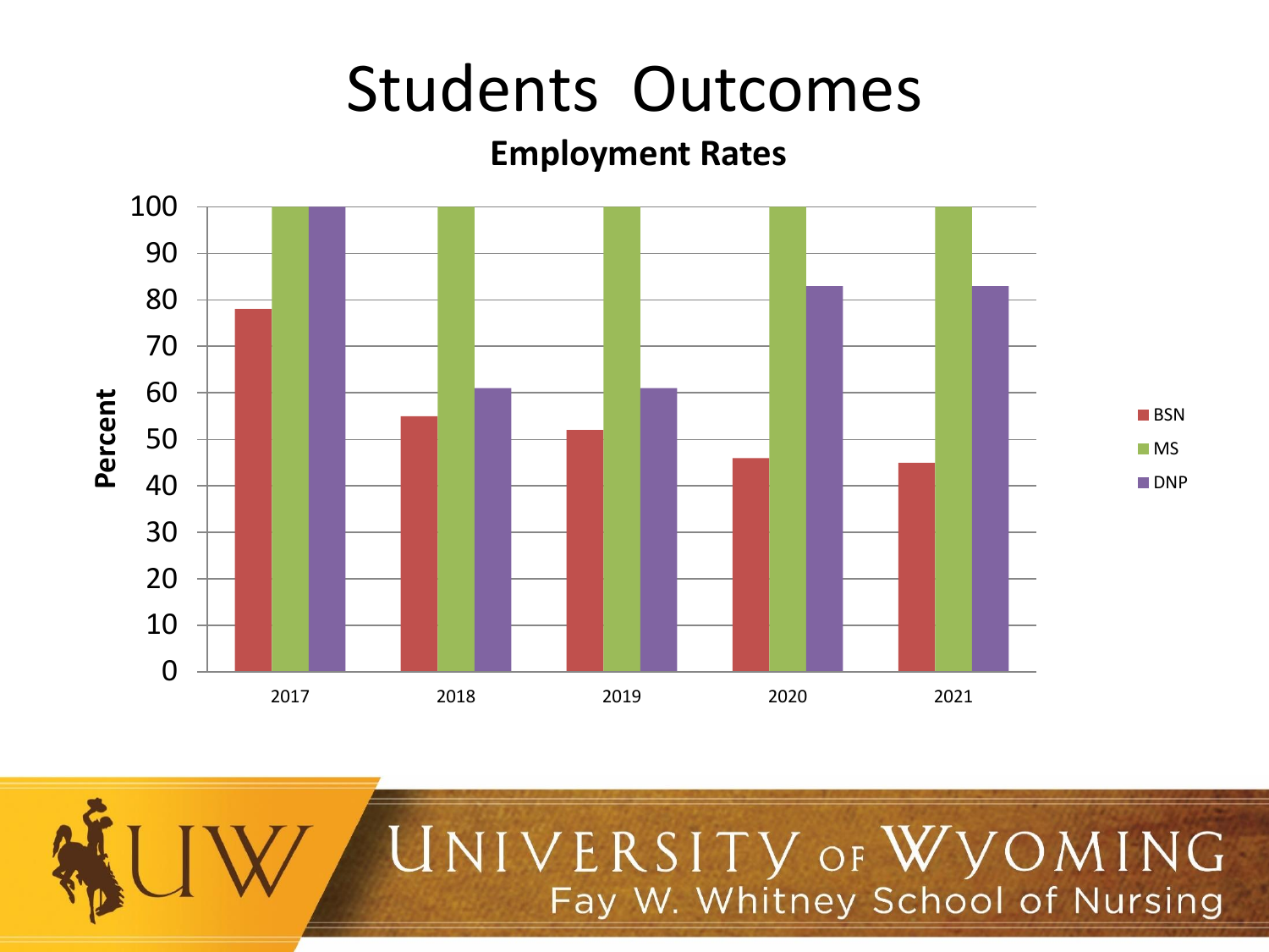# Students Outcomes

## Employment Rates

| Year | BSN | MS | DNP |
|---|---|---|---|
| 2017 | 78 | 100 | 100 |
| 2018 | 55 | 100 | 61 |
| 2019 | 52 | 100 | 61 |
| 2020 | 46 | 100 | 83 |
| 2021 | 45 | 100 | 83 |

Percent

University of Wyoming
Fay W. Whitney School of Nursing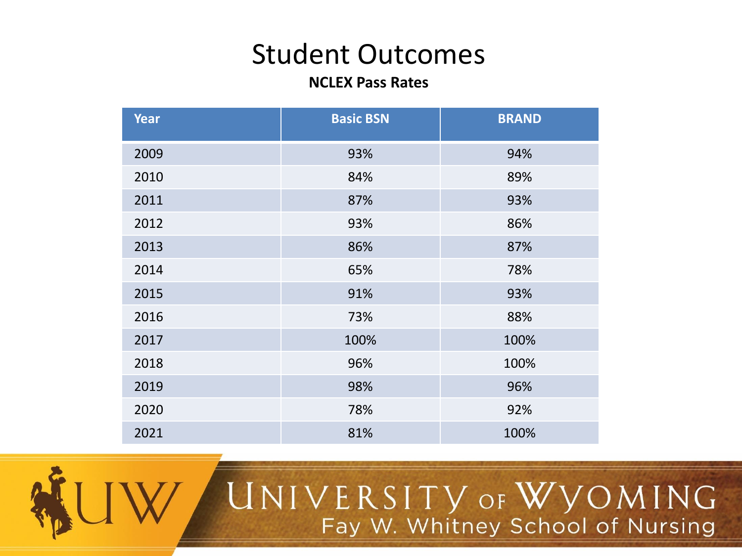# Student Outcomes

**NCLEX Pass Rates**

| Year | Basic BSN | BRAND |
|---|---|---|
| 2009 | 93% | 94% |
| 2010 | 84% | 89% |
| 2011 | 87% | 93% |
| 2012 | 93% | 86% |
| 2013 | 86% | 87% |
| 2014 | 65% | 78% |
| 2015 | 91% | 93% |
| 2016 | 73% | 88% |
| 2017 | 100% | 100% |
| 2018 | 96% | 100% |
| 2019 | 98% | 96% |
| 2020 | 78% | 92% |
| 2021 | 81% | 100% |

UNIVERSITY OF WYOMING
Fay W. Whitney School of Nursing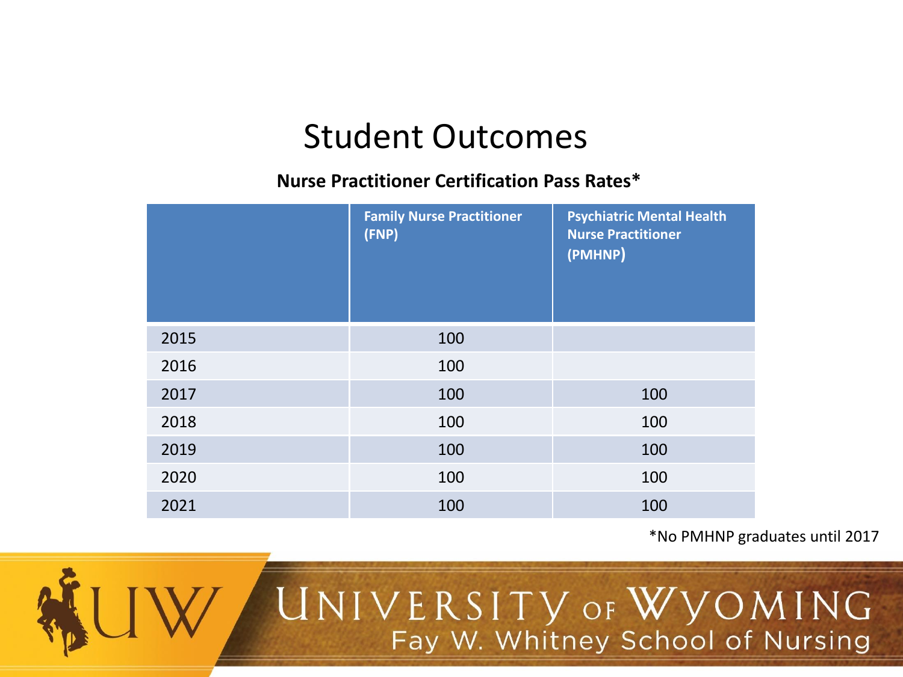# Student Outcomes

**Nurse Practitioner Certification Pass Rates***

| | Family Nurse Practitioner (FNP) | Psychiatric Mental Health Nurse Practitioner (PMHNP) |
|---|---|---|
| 2015 | 100 | |
| 2016 | 100 | |
| 2017 | 100 | 100 |
| 2018 | 100 | 100 |
| 2019 | 100 | 100 |
| 2020 | 100 | 100 |
| 2021 | 100 | 100 |

*No PMHNP graduates until 2017

University of Wyoming
Fay W. Whitney School of Nursing